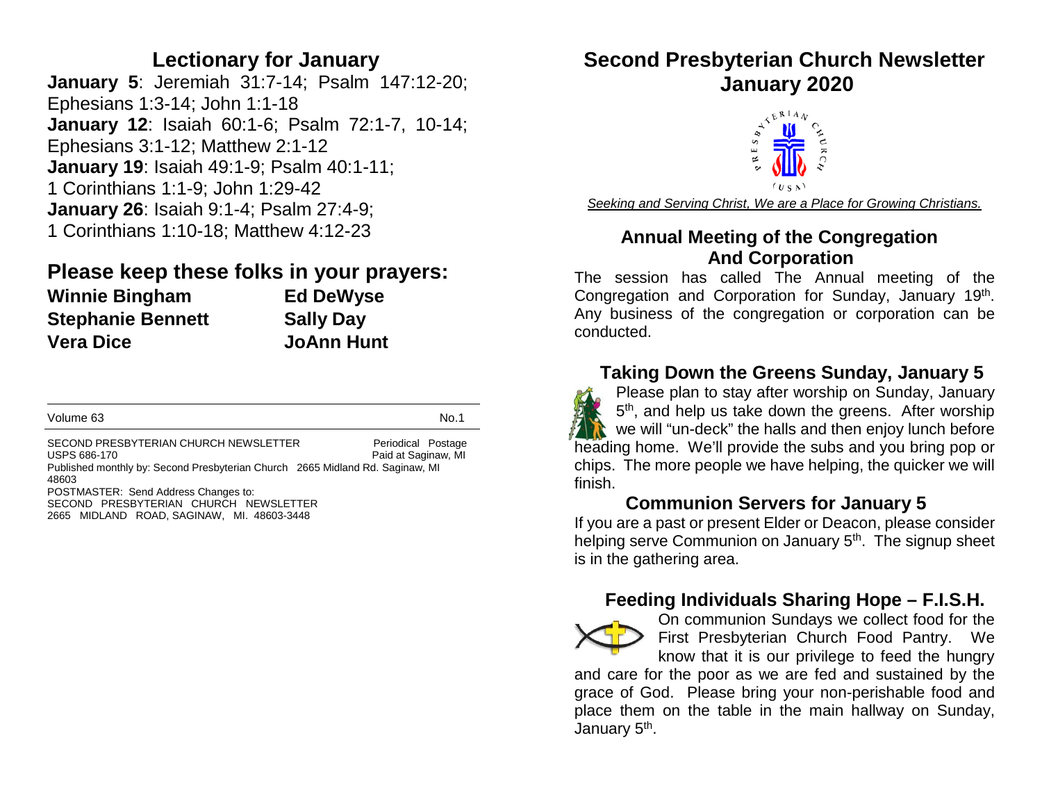## Lectionary for January

**January 5**: Jeremiah 31:7-14; Psalm 147:12-20; Ephesians 1:3-14; John 1:1-18
**January 12**: Isaiah 60:1-6; Psalm 72:1-7, 10-14; Ephesians 3:1-12; Matthew 2:1-12
**January 19**: Isaiah 49:1-9; Psalm 40:1-11; 1 Corinthians 1:1-9; John 1:29-42
**January 26**: Isaiah 9:1-4; Psalm 27:4-9; 1 Corinthians 1:10-18; Matthew 4:12-23

## Please keep these folks in your prayers:

| | |
|---|---|
| **Winnie Bingham** | **Ed DeWyse** |
| **Stephanie Bennett** | **Sally Day** |
| **Vera Dice** | **JoAnn Hunt** |

Volume 63 No.1

SECOND PRESBYTERIAN CHURCH NEWSLETTER Periodical Postage
USPS 686-170 Paid at Saginaw, MI
Published monthly by: Second Presbyterian Church 2665 Midland Rd. Saginaw, MI 48603
POSTMASTER: Send Address Changes to:
SECOND PRESBYTERIAN CHURCH NEWSLETTER
2665 MIDLAND ROAD, SAGINAW, MI. 48603-3448

# Second Presbyterian Church Newsletter January 2020

*Seeking and Serving Christ, We are a Place for Growing Christians.*

## Annual Meeting of the Congregation And Corporation

The session has called The Annual meeting of the Congregation and Corporation for Sunday, January 19th. Any business of the congregation or corporation can be conducted.

## Taking Down the Greens Sunday, January 5

Please plan to stay after worship on Sunday, January 5th, and help us take down the greens. After worship we will "un-deck" the halls and then enjoy lunch before heading home. We'll provide the subs and you bring pop or chips. The more people we have helping, the quicker we will finish.

## Communion Servers for January 5

If you are a past or present Elder or Deacon, please consider helping serve Communion on January 5th. The signup sheet is in the gathering area.

## Feeding Individuals Sharing Hope – F.I.S.H.

On communion Sundays we collect food for the First Presbyterian Church Food Pantry. We know that it is our privilege to feed the hungry and care for the poor as we are fed and sustained by the grace of God. Please bring your non-perishable food and place them on the table in the main hallway on Sunday, January 5th.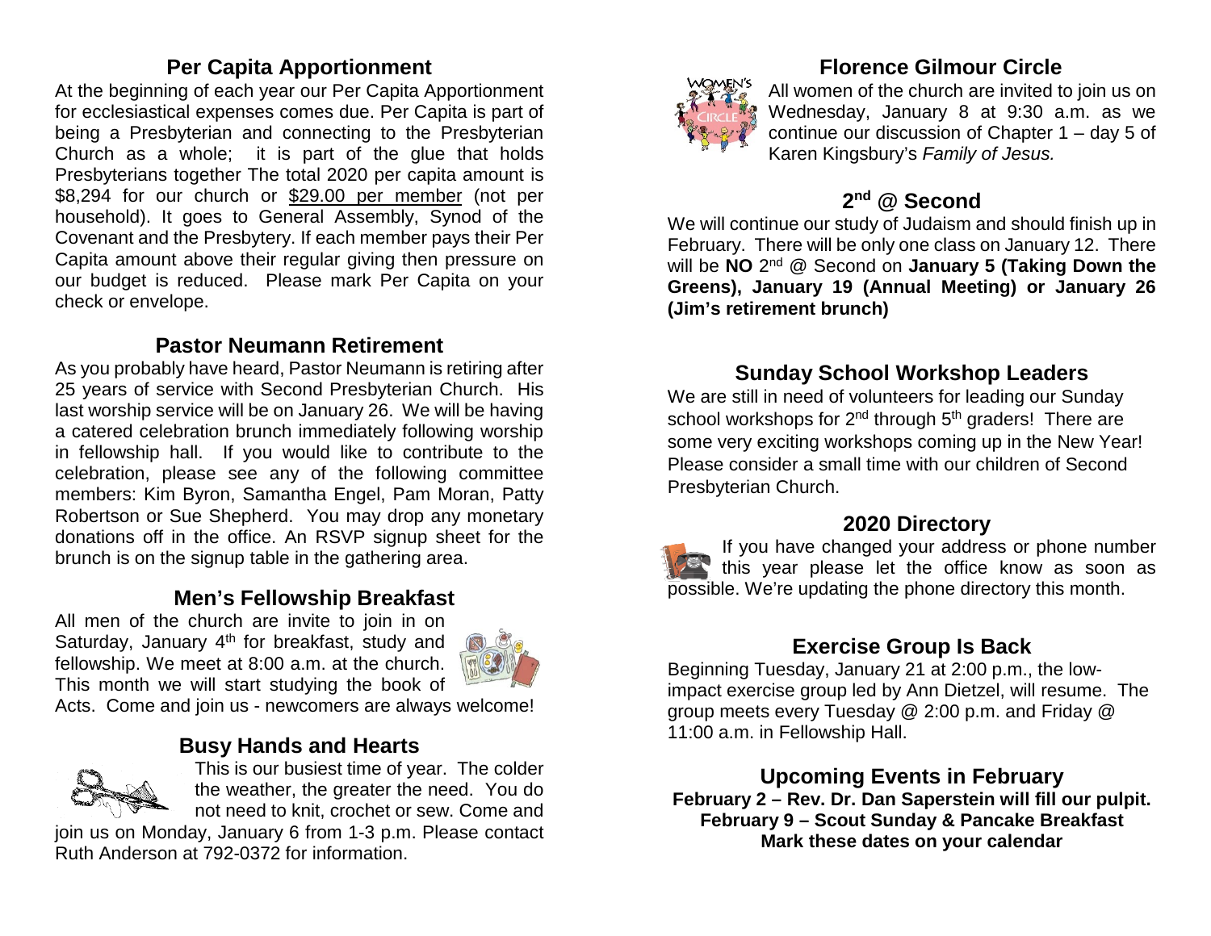## Per Capita Apportionment

At the beginning of each year our Per Capita Apportionment for ecclesiastical expenses comes due. Per Capita is part of being a Presbyterian and connecting to the Presbyterian Church as a whole; it is part of the glue that holds Presbyterians together The total 2020 per capita amount is $8,294 for our church or $29.00 per member (not per household). It goes to General Assembly, Synod of the Covenant and the Presbytery. If each member pays their Per Capita amount above their regular giving then pressure on our budget is reduced. Please mark Per Capita on your check or envelope.

## Pastor Neumann Retirement

As you probably have heard, Pastor Neumann is retiring after 25 years of service with Second Presbyterian Church. His last worship service will be on January 26. We will be having a catered celebration brunch immediately following worship in fellowship hall. If you would like to contribute to the celebration, please see any of the following committee members: Kim Byron, Samantha Engel, Pam Moran, Patty Robertson or Sue Shepherd. You may drop any monetary donations off in the office. An RSVP signup sheet for the brunch is on the signup table in the gathering area.

## Men's Fellowship Breakfast

All men of the church are invite to join in on Saturday, January 4th for breakfast, study and fellowship. We meet at 8:00 a.m. at the church. This month we will start studying the book of Acts. Come and join us - newcomers are always welcome!

## Busy Hands and Hearts

This is our busiest time of year. The colder the weather, the greater the need. You do not need to knit, crochet or sew. Come and join us on Monday, January 6 from 1-3 p.m. Please contact Ruth Anderson at 792-0372 for information.

## Florence Gilmour Circle

All women of the church are invited to join us on Wednesday, January 8 at 9:30 a.m. as we continue our discussion of Chapter 1 – day 5 of Karen Kingsbury's *Family of Jesus.*

## 2nd @ Second

We will continue our study of Judaism and should finish up in February. There will be only one class on January 12. There will be **NO** 2nd @ Second on **January 5 (Taking Down the Greens), January 19 (Annual Meeting) or January 26 (Jim's retirement brunch)**

## Sunday School Workshop Leaders

We are still in need of volunteers for leading our Sunday school workshops for 2nd through 5th graders! There are some very exciting workshops coming up in the New Year! Please consider a small time with our children of Second Presbyterian Church.

## 2020 Directory

If you have changed your address or phone number this year please let the office know as soon as possible. We're updating the phone directory this month.

## Exercise Group Is Back

Beginning Tuesday, January 21 at 2:00 p.m., the low-impact exercise group led by Ann Dietzel, will resume. The group meets every Tuesday @ 2:00 p.m. and Friday @ 11:00 a.m. in Fellowship Hall.

## Upcoming Events in February

**February 2 – Rev. Dr. Dan Saperstein will fill our pulpit.**
**February 9 – Scout Sunday & Pancake Breakfast**
**Mark these dates on your calendar**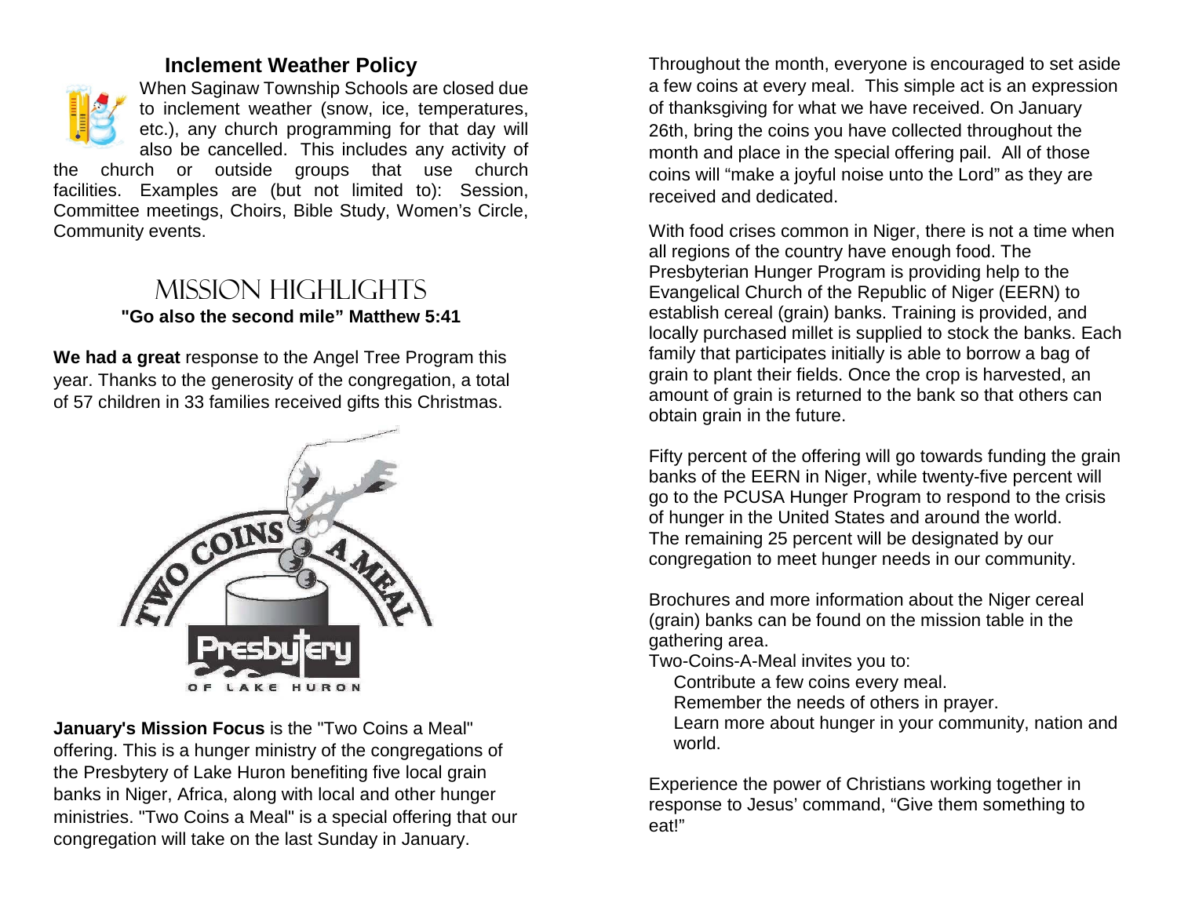## Inclement Weather Policy

When Saginaw Township Schools are closed due to inclement weather (snow, ice, temperatures, etc.), any church programming for that day will also be cancelled. This includes any activity of the church or outside groups that use church facilities. Examples are (but not limited to): Session, Committee meetings, Choirs, Bible Study, Women's Circle, Community events.

## Mission Highlights

**"Go also the second mile" Matthew 5:41**

**We had a great** response to the Angel Tree Program this year. Thanks to the generosity of the congregation, a total of 57 children in 33 families received gifts this Christmas.

**January's Mission Focus** is the "Two Coins a Meal" offering. This is a hunger ministry of the congregations of the Presbytery of Lake Huron benefiting five local grain banks in Niger, Africa, along with local and other hunger ministries. "Two Coins a Meal" is a special offering that our congregation will take on the last Sunday in January.

Throughout the month, everyone is encouraged to set aside a few coins at every meal. This simple act is an expression of thanksgiving for what we have received. On January 26th, bring the coins you have collected throughout the month and place in the special offering pail. All of those coins will "make a joyful noise unto the Lord" as they are received and dedicated.

With food crises common in Niger, there is not a time when all regions of the country have enough food. The Presbyterian Hunger Program is providing help to the Evangelical Church of the Republic of Niger (EERN) to establish cereal (grain) banks. Training is provided, and locally purchased millet is supplied to stock the banks. Each family that participates initially is able to borrow a bag of grain to plant their fields. Once the crop is harvested, an amount of grain is returned to the bank so that others can obtain grain in the future.

Fifty percent of the offering will go towards funding the grain banks of the EERN in Niger, while twenty-five percent will go to the PCUSA Hunger Program to respond to the crisis of hunger in the United States and around the world. The remaining 25 percent will be designated by our congregation to meet hunger needs in our community.

Brochures and more information about the Niger cereal (grain) banks can be found on the mission table in the gathering area.

Two-Coins-A-Meal invites you to:

- Contribute a few coins every meal.
- Remember the needs of others in prayer.
- Learn more about hunger in your community, nation and world.

Experience the power of Christians working together in response to Jesus' command, "Give them something to eat!"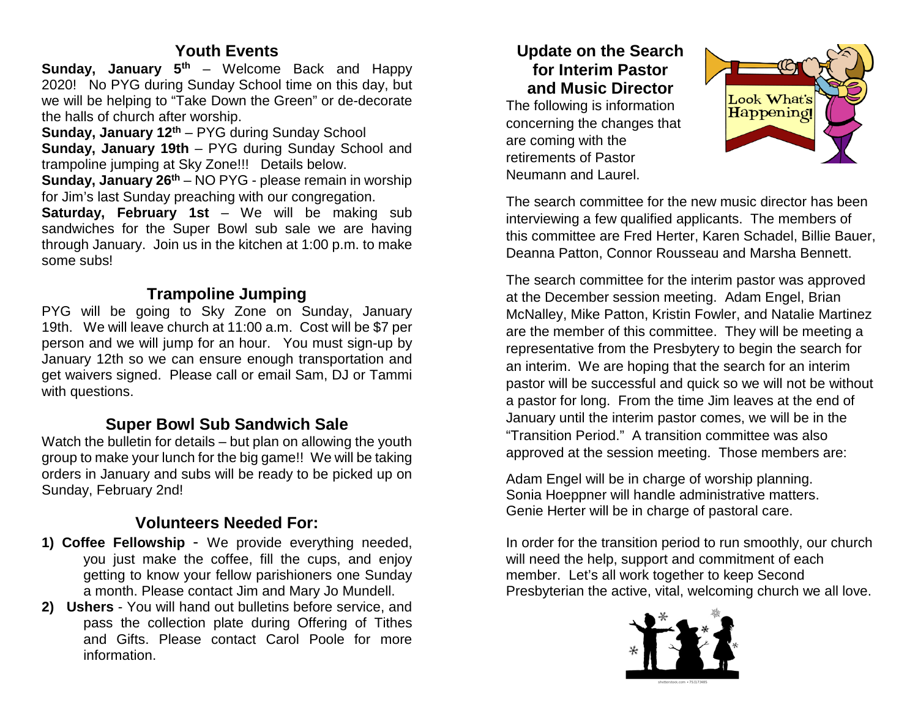## Youth Events

**Sunday, January 5th** – Welcome Back and Happy 2020! No PYG during Sunday School time on this day, but we will be helping to "Take Down the Green" or de-decorate the halls of church after worship.

**Sunday, January 12th** – PYG during Sunday School

**Sunday, January 19th** – PYG during Sunday School and trampoline jumping at Sky Zone!!! Details below.

**Sunday, January 26th** – NO PYG - please remain in worship for Jim's last Sunday preaching with our congregation.

**Saturday, February 1st** – We will be making sub sandwiches for the Super Bowl sub sale we are having through January. Join us in the kitchen at 1:00 p.m. to make some subs!

## Trampoline Jumping

PYG will be going to Sky Zone on Sunday, January 19th. We will leave church at 11:00 a.m. Cost will be $7 per person and we will jump for an hour. You must sign-up by January 12th so we can ensure enough transportation and get waivers signed. Please call or email Sam, DJ or Tammi with questions.

## Super Bowl Sub Sandwich Sale

Watch the bulletin for details – but plan on allowing the youth group to make your lunch for the big game!! We will be taking orders in January and subs will be ready to be picked up on Sunday, February 2nd!

## Volunteers Needed For:

1) **Coffee Fellowship** - We provide everything needed, you just make the coffee, fill the cups, and enjoy getting to know your fellow parishioners one Sunday a month. Please contact Jim and Mary Jo Mundell.
2) **Ushers** - You will hand out bulletins before service, and pass the collection plate during Offering of Tithes and Gifts. Please contact Carol Poole for more information.

## Update on the Search for Interim Pastor and Music Director

The following is information concerning the changes that are coming with the retirements of Pastor Neumann and Laurel.

The search committee for the new music director has been interviewing a few qualified applicants. The members of this committee are Fred Herter, Karen Schadel, Billie Bauer, Deanna Patton, Connor Rousseau and Marsha Bennett.

The search committee for the interim pastor was approved at the December session meeting. Adam Engel, Brian McNalley, Mike Patton, Kristin Fowler, and Natalie Martinez are the member of this committee. They will be meeting a representative from the Presbytery to begin the search for an interim. We are hoping that the search for an interim pastor will be successful and quick so we will not be without a pastor for long. From the time Jim leaves at the end of January until the interim pastor comes, we will be in the "Transition Period." A transition committee was also approved at the session meeting. Those members are:

Adam Engel will be in charge of worship planning.
Sonia Hoeppner will handle administrative matters.
Genie Herter will be in charge of pastoral care.

In order for the transition period to run smoothly, our church will need the help, support and commitment of each member. Let's all work together to keep Second Presbyterian the active, vital, welcoming church we all love.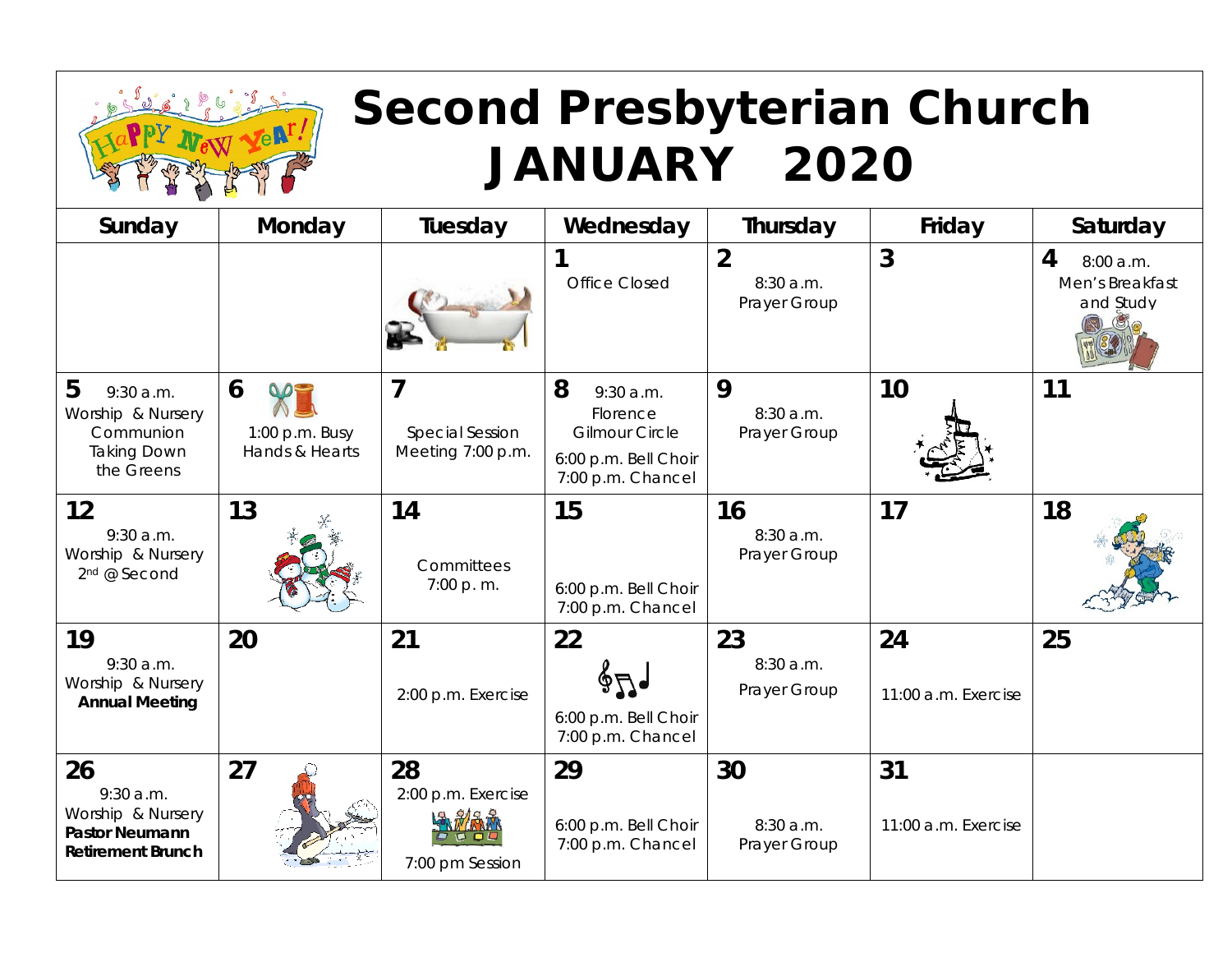# Second Presbyterian Church
# JANUARY 2020

| Sunday | Monday | Tuesday | Wednesday | Thursday | Friday | Saturday |
|---|---|---|---|---|---|---|
| | | | 1 Office Closed | 2 8:30 a.m. Prayer Group | 3 | 4 8:00 a.m. Men's Breakfast and Study |
| 5 9:30 a.m. Worship & Nursery Communion Taking Down the Greens | 6 1:00 p.m. Busy Hands & Hearts | 7 Special Session Meeting 7:00 p.m. | 8 9:30 a.m. Florence Gilmour Circle 6:00 p.m. Bell Choir 7:00 p.m. Chancel | 9 8:30 a.m. Prayer Group | 10 | 11 |
| 12 9:30 a.m. Worship & Nursery 2nd @ Second | 13 | 14 Committees 7:00 p. m. | 15 6:00 p.m. Bell Choir 7:00 p.m. Chancel | 16 8:30 a.m. Prayer Group | 17 | 18 |
| 19 9:30 a.m. Worship & Nursery **Annual Meeting** | 20 | 21 2:00 p.m. Exercise | 22 6:00 p.m. Bell Choir 7:00 p.m. Chancel | 23 8:30 a.m. Prayer Group | 24 11:00 a.m. Exercise | 25 |
| 26 9:30 a.m. Worship & Nursery **Pastor Neumann Retirement Brunch** | 27 | 28 2:00 p.m. Exercise 7:00 pm Session | 29 6:00 p.m. Bell Choir 7:00 p.m. Chancel | 30 8:30 a.m. Prayer Group | 31 11:00 a.m. Exercise | |